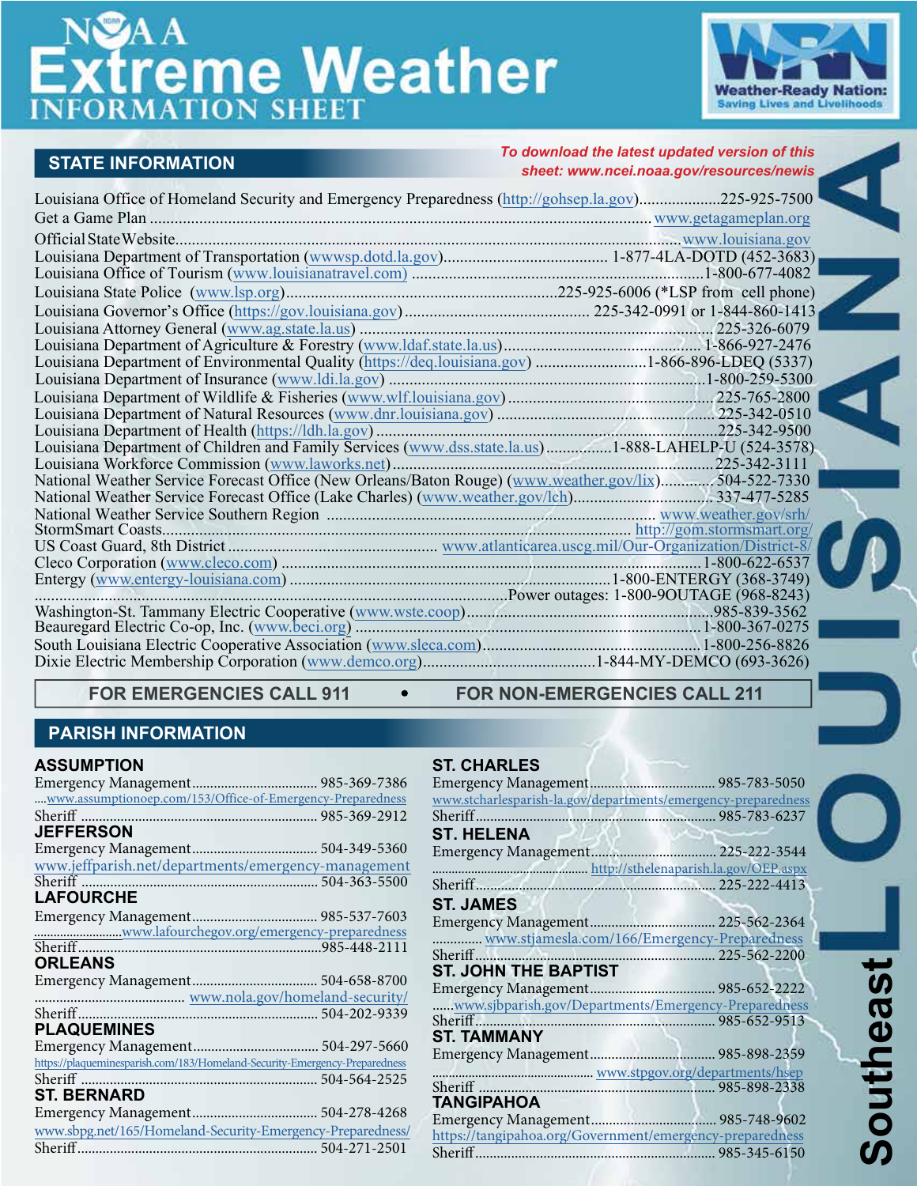# NOAA Extreme Weather INFORMATION SHEET

Weather-Ready Nation: Saving Lives and Livelihoods

# LOUISIANA

Southeast

## STATE INFORMATION

*To download the latest updated version of this sheet: www.ncei.noaa.gov/resources/newis*

Louisiana Office of Homeland Security and Emergency Preparedness (http://gohsep.la.gov)....................225-925-7500
Get a Game Plan ........................................................................................................................ www.getagameplan.org
Official State Website.................................................................................................................................www.louisiana.gov
Louisiana Department of Transportation (wwwsp.dotd.la.gov)........................................ 1-877-4LA-DOTD (452-3683)
Louisiana Office of Tourism (www.louisianatravel.com) .........................................................................1-800-677-4082
Louisiana State Police (www.lsp.org)...................................................................225-925-6006 (*LSP from cell phone)
Louisiana Governor's Office (https://gov.louisiana.gov) ............................................ 225-342-0991 or 1-844-860-1413
Louisiana Attorney General (www.ag.state.la.us) ......................................................................................225-326-6079
Louisiana Department of Agriculture & Forestry (www.ldaf.state.la.us)................................................1-866-927-2476
Louisiana Department of Environmental Quality (https://deq.louisiana.gov) ...........................1-866-896-LDEQ (5337)
Louisiana Department of Insurance (www.ldi.la.gov) ...............................................................................1-800-259-5300
Louisiana Department of Wildlife & Fisheries (www.wlf.louisiana.gov)....................................................225-765-2800
Louisiana Department of Natural Resources (www.dnr.louisiana.gov) ......................................................225-342-0510
Louisiana Department of Health (https://ldh.la.gov)....................................................................................225-342-9500
Louisiana Department of Children and Family Services (www.dss.state.la.us)................1-888-LAHELP-U (524-3578)
Louisiana Workforce Commission (www.laworks.net)...................................................................................225-342-3111
National Weather Service Forecast Office (New Orleans/Baton Rouge) (www.weather.gov/lix)............. 504-522-7330
National Weather Service Forecast Office (Lake Charles) (www.weather.gov/lch)................................. 337-477-5285
National Weather Service Southern Region ................................................................................ www.weather.gov/srh/
StormSmart Coasts.................................................................................................................... http://gom.stormsmart.org/
US Coast Guard, 8th District .................................................. www.atlanticarea.uscg.mil/Our-Organization/District-8/
Cleco Corporation (www.cleco.com) ...........................................................................................................1-800-622-6537
Entergy (www.entergy-louisiana.com) .....................................................................................1-800-ENTERGY (368-3749)
.........................................................................................................................Power outages: 1-800-9OUTAGE (968-8243)
Washington-St. Tammany Electric Cooperative (www.wste.coop).........................................................985-839-3562
Beauregard Electric Co-op, Inc. (www.beci.org) ......................................................................................1-800-367-0275
South Louisiana Electric Cooperative Association (www.sleca.com)......................................................1-800-256-8826
Dixie Electric Membership Corporation (www.demco.org)..........................................1-844-MY-DEMCO (693-3626)

**FOR EMERGENCIES CALL 911 • FOR NON-EMERGENCIES CALL 211**

## PARISH INFORMATION

### ASSUMPTION
Emergency Management.................................. 985-369-7386
....www.assumptionoep.com/153/Office-of-Emergency-Preparedness
Sheriff ................................................................ 985-369-2912

### JEFFERSON
Emergency Management.................................. 504-349-5360
www.jeffparish.net/departments/emergency-management
Sheriff ................................................................ 504-363-5500

### LAFOURCHE
Emergency Management.................................. 985-537-7603
..........................www.lafourchegov.org/emergency-preparedness
Sheriff...................................................................985-448-2111

### ORLEANS
Emergency Management.................................. 504-658-8700
........................................ www.nola.gov/homeland-security/
Sheriff................................................................. 504-202-9339

### PLAQUEMINES
Emergency Management.................................. 504-297-5660
https://plaqueminesparish.com/183/Homeland-Security-Emergency-Preparedness
Sheriff ................................................................ 504-564-2525

### ST. BERNARD
Emergency Management.................................. 504-278-4268
www.sbpg.net/165/Homeland-Security-Emergency-Preparedness/
Sheriff................................................................. 504-271-2501

### ST. CHARLES
Emergency Management.................................. 985-783-5050
www.stcharlesparish-la.gov/departments/emergency-preparedness
Sheriff................................................................. 985-783-6237

### ST. HELENA
Emergency Management.................................. 225-222-3544
..................................... http://stelenaparish.la.gov/OEP.aspx
Sheriff................................................................. 225-222-4413

### ST. JAMES
Emergency Management.................................. 225-562-2364
.............. www.stjamesla.com/166/Emergency-Preparedness
Sheriff................................................................. 225-562-2200

### ST. JOHN THE BAPTIST
Emergency Management.................................. 985-652-2222
......www.sjbparish.gov/Departments/Emergency-Preparedness
Sheriff................................................................. 985-652-9513

### ST. TAMMANY
Emergency Management.................................. 985-898-2359
............................................ www.stpgov.org/departments/hsep
Sheriff ................................................................ 985-898-2338

### TANGIPAHOA
Emergency Management.................................. 985-748-9602
https://tangipahoa.org/Government/emergency-preparedness
Sheriff................................................................. 985-345-6150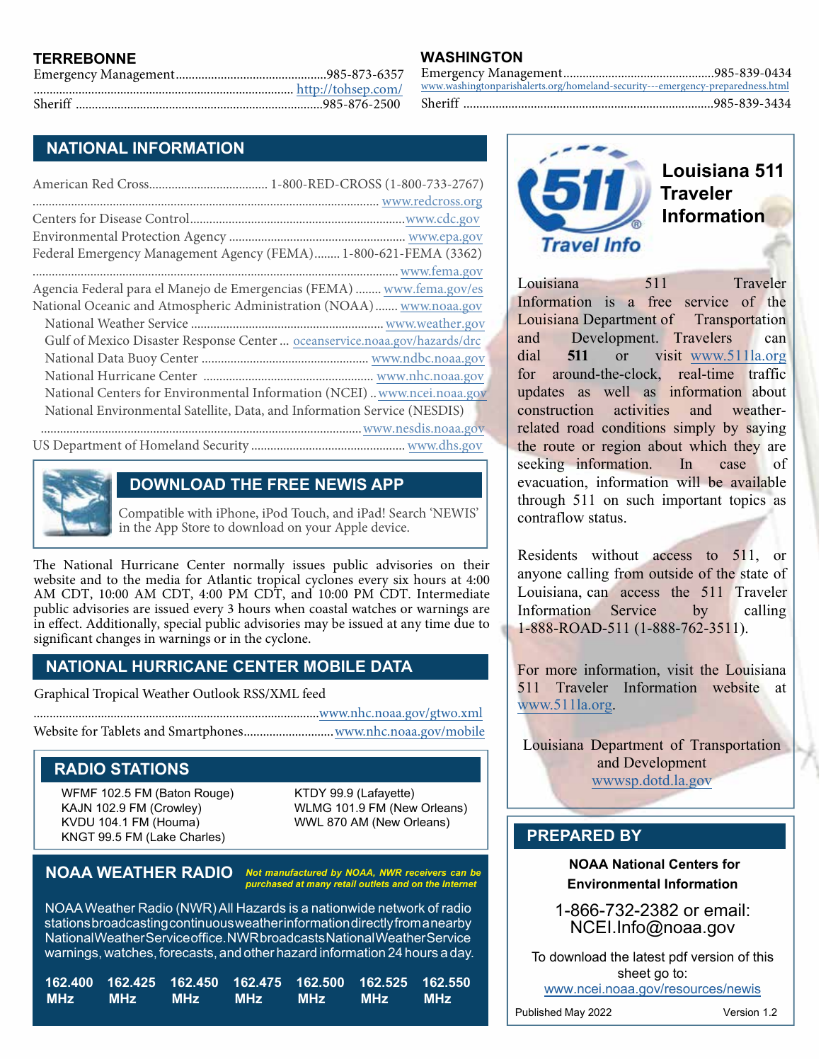## TERREBONNE

Emergency Management...............................................985-873-6357
............................................................................... http://tohsep.com/
Sheriff ...........................................................................985-876-2500

## WASHINGTON

Emergency Management...............................................985-839-0434
www.washingtonparishalerts.org/homeland-security---emergency-preparedness.html
Sheriff ...........................................................................985-839-3434

## NATIONAL INFORMATION

American Red Cross.................................... 1-800-RED-CROSS (1-800-733-2767)
............................................................................................ www.redcross.org
Centers for Disease Control..................................................................www.cdc.gov
Environmental Protection Agency ...................................................... www.epa.gov
Federal Emergency Management Agency (FEMA)........ 1-800-621-FEMA (3362)
................................................................................................................ www.fema.gov
Agencia Federal para el Manejo de Emergencias (FEMA) ........ www.fema.gov/es
National Oceanic and Atmospheric Administration (NOAA)....... www.noaa.gov
National Weather Service ........................................................... www.weather.gov
Gulf of Mexico Disaster Response Center ... oceanservice.noaa.gov/hazards/drc
National Data Buoy Center ................................................... www.ndbc.noaa.gov
National Hurricane Center .................................................... www.nhc.noaa.gov
National Centers for Environmental Information (NCEI) .. www.ncei.noaa.gov
National Environmental Satellite, Data, and Information Service (NESDIS)
................................................................................................. www.nesdis.noaa.gov
US Department of Homeland Security ................................................ www.dhs.gov

## DOWNLOAD THE FREE NEWIS APP

Compatible with iPhone, iPod Touch, and iPad! Search 'NEWIS' in the App Store to download on your Apple device.

The National Hurricane Center normally issues public advisories on their website and to the media for Atlantic tropical cyclones every six hours at 4:00 AM CDT, 10:00 AM CDT, 4:00 PM CDT, and 10:00 PM CDT. Intermediate public advisories are issued every 3 hours when coastal watches or warnings are in effect. Additionally, special public advisories may be issued at any time due to significant changes in warnings or in the cyclone.

## NATIONAL HURRICANE CENTER MOBILE DATA

Graphical Tropical Weather Outlook RSS/XML feed
.........................................................................................www.nhc.noaa.gov/gtwo.xml
Website for Tablets and Smartphones............................www.nhc.noaa.gov/mobile

## RADIO STATIONS

WFMF 102.5 FM (Baton Rouge)
KAJN 102.9 FM (Crowley)
KVDU 104.1 FM (Houma)
KNGT 99.5 FM (Lake Charles)
KTDY 99.9 (Lafayette)
WLMG 101.9 FM (New Orleans)
WWL 870 AM (New Orleans)

## NOAA WEATHER RADIO

*Not manufactured by NOAA, NWR receivers can be purchased at many retail outlets and on the Internet*

NOAA Weather Radio (NWR) All Hazards is a nationwide network of radio stations broadcasting continuous weather information directly from a nearby National Weather Service office. NWR broadcasts National Weather Service warnings, watches, forecasts, and other hazard information 24 hours a day.

**162.400 MHz　162.425 MHz　162.450 MHz　162.475 MHz　162.500 MHz　162.525 MHz　162.550 MHz**

## Louisiana 511 Traveler Information

511 Travel Info

Louisiana 511 Traveler Information is a free service of the Louisiana Department of Transportation and Development. Travelers can dial **511** or visit www.511la.org for around-the-clock, real-time traffic updates as well as information about construction activities and weather-related road conditions simply by saying the route or region about which they are seeking information. In case of evacuation, information will be available through 511 on such important topics as contraflow status.

Residents without access to 511, or anyone calling from outside of the state of Louisiana, can access the 511 Traveler Information Service by calling 1-888-ROAD-511 (1-888-762-3511).

For more information, visit the Louisiana 511 Traveler Information website at www.511la.org.

Louisiana Department of Transportation and Development
wwwsp.dotd.la.gov

## PREPARED BY

**NOAA National Centers for Environmental Information**

1-866-732-2382 or email: NCEI.Info@noaa.gov

To download the latest pdf version of this sheet go to:
www.ncei.noaa.gov/resources/newis

Published May 2022　　Version 1.2